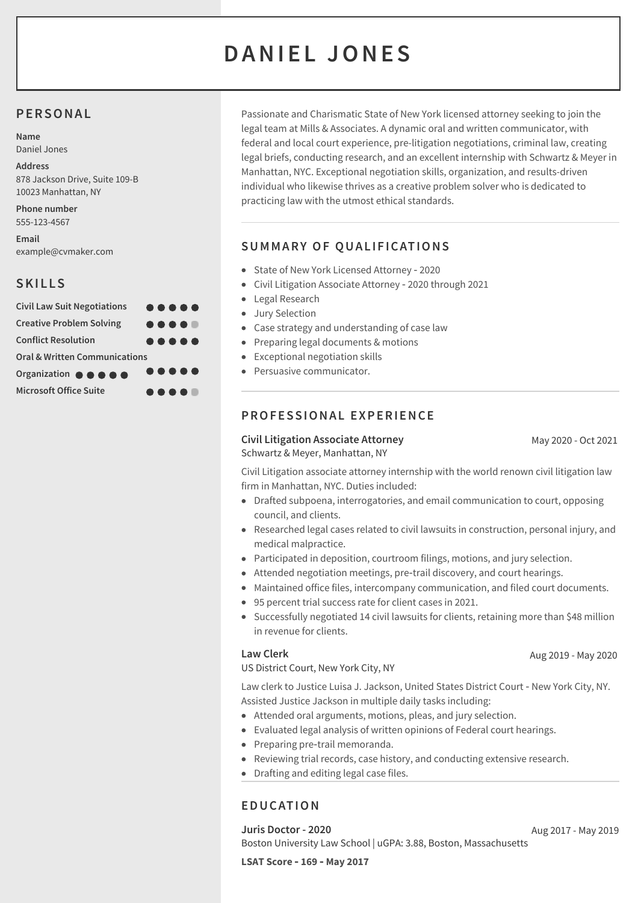# DANIEL JONES

## PERSONAL

**Name**
Daniel Jones

**Address**
878 Jackson Drive, Suite 109-B
10023 Manhattan, NY

**Phone number**
555-123-4567

**Email**
example@cvmaker.com

## SKILLS

- **Civil Law Suit Negotiations** ●●●●●
- **Creative Problem Solving** ●●●●○
- **Conflict Resolution** ●●●●●
- **Oral & Written Communications**
- **Organization** ●●●●● ●●●●●
- **Microsoft Office Suite** ●●●●○

Passionate and Charismatic State of New York licensed attorney seeking to join the legal team at Mills & Associates. A dynamic oral and written communicator, with federal and local court experience, pre-litigation negotiations, criminal law, creating legal briefs, conducting research, and an excellent internship with Schwartz & Meyer in Manhattan, NYC. Exceptional negotiation skills, organization, and results-driven individual who likewise thrives as a creative problem solver who is dedicated to practicing law with the utmost ethical standards.

## SUMMARY OF QUALIFICATIONS

- State of New York Licensed Attorney - 2020
- Civil Litigation Associate Attorney - 2020 through 2021
- Legal Research
- Jury Selection
- Case strategy and understanding of case law
- Preparing legal documents & motions
- Exceptional negotiation skills
- Persuasive communicator.

## PROFESSIONAL EXPERIENCE

### Civil Litigation Associate Attorney
Schwartz & Meyer, Manhattan, NY — May 2020 - Oct 2021

Civil Litigation associate attorney internship with the world renown civil litigation law firm in Manhattan, NYC. Duties included:

- Drafted subpoena, interrogatories, and email communication to court, opposing council, and clients.
- Researched legal cases related to civil lawsuits in construction, personal injury, and medical malpractice.
- Participated in deposition, courtroom filings, motions, and jury selection.
- Attended negotiation meetings, pre-trail discovery, and court hearings.
- Maintained office files, intercompany communication, and filed court documents.
- 95 percent trial success rate for client cases in 2021.
- Successfully negotiated 14 civil lawsuits for clients, retaining more than $48 million in revenue for clients.

### Law Clerk
US District Court, New York City, NY — Aug 2019 - May 2020

Law clerk to Justice Luisa J. Jackson, United States District Court - New York City, NY. Assisted Justice Jackson in multiple daily tasks including:

- Attended oral arguments, motions, pleas, and jury selection.
- Evaluated legal analysis of written opinions of Federal court hearings.
- Preparing pre-trail memoranda.
- Reviewing trial records, case history, and conducting extensive research.
- Drafting and editing legal case files.

## EDUCATION

### Juris Doctor - 2020
Boston University Law School | uGPA: 3.88, Boston, Massachusetts — Aug 2017 - May 2019

**LSAT Score - 169 - May 2017**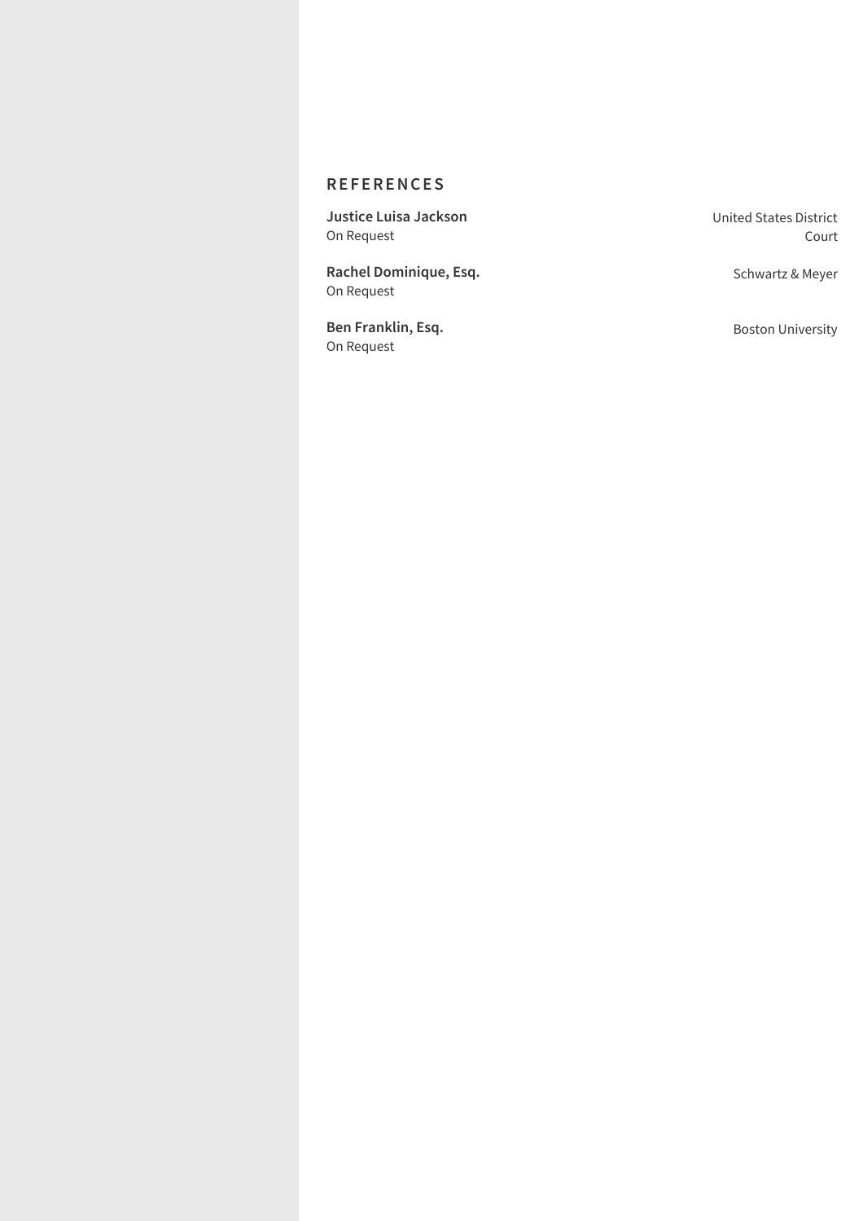## REFERENCES

**Justice Luisa Jackson**
On Request

United States District Court

**Rachel Dominique, Esq.**
On Request

Schwartz & Meyer

**Ben Franklin, Esq.**
On Request

Boston University